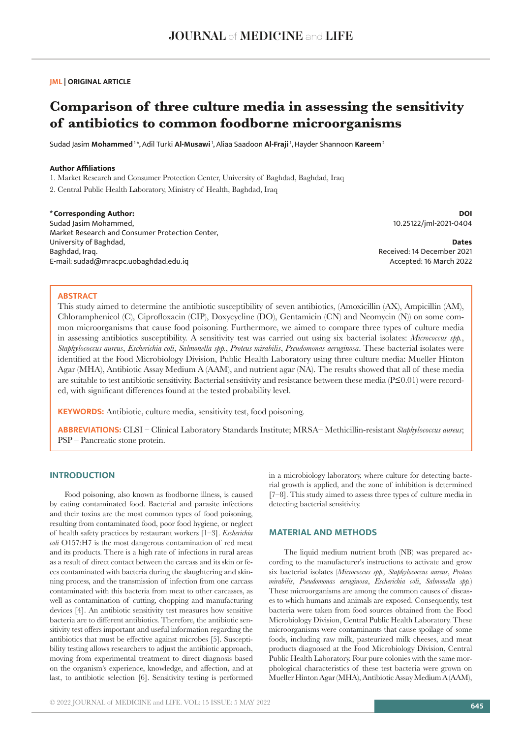**JML | ORIGINAL ARTICLE**

# Comparison of three culture media in assessing the sensitivity of antibiotics to common foodborne microorganisms

Sudad Jasim **Mohammed** [1]*, Adil Turki **Al-Musawi** [1], Aliaa Saadoon **Al-Fraji** [1], Hayder Shannoon **Kareem** [2]

**Author Affiliations**

1. Market Research and Consumer Protection Center, University of Baghdad, Baghdad, Iraq
2. Central Public Health Laboratory, Ministry of Health, Baghdad, Iraq

**\* Corresponding Author:**
Sudad Jasim Mohammed,
Market Research and Consumer Protection Center,
University of Baghdad,
Baghdad, Iraq.
E-mail: sudad@mracpc.uobaghdad.edu.iq

**DOI**
10.25122/jml-2021-0404

**Dates**
Received: 14 December 2021
Accepted: 16 March 2022

## ABSTRACT

This study aimed to determine the antibiotic susceptibility of seven antibiotics, (Amoxicillin (AX), Ampicillin (AM), Chloramphenicol (C), Ciprofloxacin (CIP), Doxycycline (DO), Gentamicin (CN) and Neomycin (N)) on some common microorganisms that cause food poisoning. Furthermore, we aimed to compare three types of culture media in assessing antibiotics susceptibility. A sensitivity test was carried out using six bacterial isolates: *Micrococcus spp.*, *Staphylococcus aureus*, *Escherichia coli*, *Salmonella spp.*, *Proteus mirabilis*, *Pseudomonas aeruginosa*. These bacterial isolates were identified at the Food Microbiology Division, Public Health Laboratory using three culture media: Mueller Hinton Agar (MHA), Antibiotic Assay Medium A (AAM), and nutrient agar (NA). The results showed that all of these media are suitable to test antibiotic sensitivity. Bacterial sensitivity and resistance between these media ($P \leq 0.01$) were recorded, with significant differences found at the tested probability level.

**KEYWORDS:** Antibiotic, culture media, sensitivity test, food poisoning.

**ABBREVIATIONS:** CLSI – Clinical Laboratory Standards Institute; MRSA– Methicillin-resistant *Staphylococcus aureus*; PSP – Pancreatic stone protein.

## INTRODUCTION

Food poisoning, also known as foodborne illness, is caused by eating contaminated food. Bacterial and parasite infections and their toxins are the most common types of food poisoning, resulting from contaminated food, poor food hygiene, or neglect of health safety practices by restaurant workers [1–3]. *Escherichia coli* O157:H7 is the most dangerous contamination of red meat and its products. There is a high rate of infections in rural areas as a result of direct contact between the carcass and its skin or feces contaminated with bacteria during the slaughtering and skinning process, and the transmission of infection from one carcass contaminated with this bacteria from meat to other carcasses, as well as contamination of cutting, chopping and manufacturing devices [4]. An antibiotic sensitivity test measures how sensitive bacteria are to different antibiotics. Therefore, the antibiotic sensitivity test offers important and useful information regarding the antibiotics that must be effective against microbes [5]. Susceptibility testing allows researchers to adjust the antibiotic approach, moving from experimental treatment to direct diagnosis based on the organism's experience, knowledge, and affection, and at last, to antibiotic selection [6]. Sensitivity testing is performed in a microbiology laboratory, where culture for detecting bacterial growth is applied, and the zone of inhibition is determined [7–8]. This study aimed to assess three types of culture media in detecting bacterial sensitivity.

## MATERIAL AND METHODS

The liquid medium nutrient broth (NB) was prepared according to the manufacturer's instructions to activate and grow six bacterial isolates (*Micrococcus spp.*, *Staphylococcus aureus*, *Proteus mirabilis*, *Pseudomonas aeruginosa*, *Escherichia coli*, *Salmonella spp.*) These microorganisms are among the common causes of diseases to which humans and animals are exposed. Consequently, test bacteria were taken from food sources obtained from the Food Microbiology Division, Central Public Health Laboratory. These microorganisms were contaminants that cause spoilage of some foods, including raw milk, pasteurized milk cheeses, and meat products diagnosed at the Food Microbiology Division, Central Public Health Laboratory. Four pure colonies with the same morphological characteristics of these test bacteria were grown on Mueller Hinton Agar (MHA), Antibiotic Assay Medium A (AAM),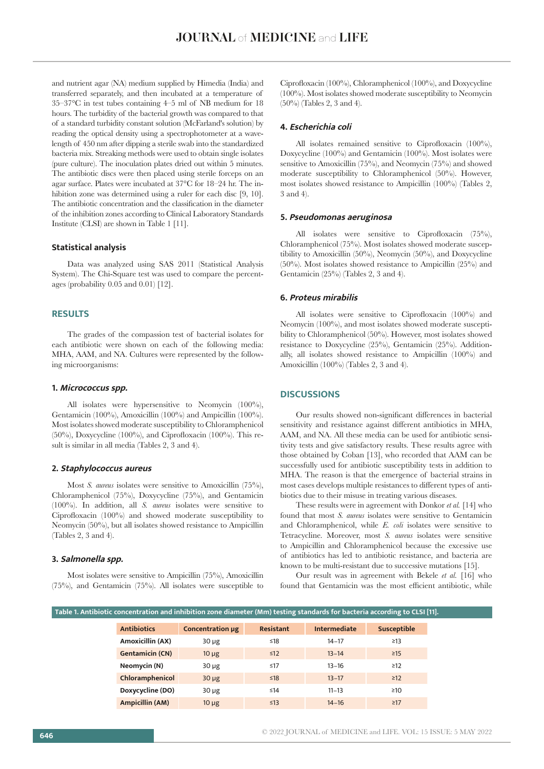and nutrient agar (NA) medium supplied by Himedia (India) and transferred separately, and then incubated at a temperature of 35–37°C in test tubes containing 4–5 ml of NB medium for 18 hours. The turbidity of the bacterial growth was compared to that of a standard turbidity constant solution (McFarland's solution) by reading the optical density using a spectrophotometer at a wavelength of 450 nm after dipping a sterile swab into the standardized bacteria mix. Streaking methods were used to obtain single isolates (pure culture). The inoculation plates dried out within 5 minutes. The antibiotic discs were then placed using sterile forceps on an agar surface. Plates were incubated at 37°C for 18–24 hr. The inhibition zone was determined using a ruler for each disc [9, 10]. The antibiotic concentration and the classification in the diameter of the inhibition zones according to Clinical Laboratory Standards Institute (CLSI) are shown in Table 1 [11].

### Statistical analysis

Data was analyzed using SAS 2011 (Statistical Analysis System). The Chi-Square test was used to compare the percentages (probability 0.05 and 0.01) [12].

## RESULTS

The grades of the compassion test of bacterial isolates for each antibiotic were shown on each of the following media: MHA, AAM, and NA. Cultures were represented by the following microorganisms:

### 1. *Micrococcus spp.*

All isolates were hypersensitive to Neomycin (100%), Gentamicin (100%), Amoxicillin (100%) and Ampicillin (100%). Most isolates showed moderate susceptibility to Chloramphenicol (50%), Doxycycline (100%), and Ciprofloxacin (100%). This result is similar in all media (Tables 2, 3 and 4).

### 2. *Staphylococcus aureus*

Most *S. aureus* isolates were sensitive to Amoxicillin (75%), Chloramphenicol (75%), Doxycycline (75%), and Gentamicin (100%). In addition, all *S. aureus* isolates were sensitive to Ciprofloxacin (100%) and showed moderate susceptibility to Neomycin (50%), but all isolates showed resistance to Ampicillin (Tables 2, 3 and 4).

### 3. *Salmonella spp.*

Most isolates were sensitive to Ampicillin (75%), Amoxicillin (75%), and Gentamicin (75%). All isolates were susceptible to Ciprofloxacin (100%), Chloramphenicol (100%), and Doxycycline (100%). Most isolates showed moderate susceptibility to Neomycin (50%) (Tables 2, 3 and 4).

### 4. *Escherichia coli*

All isolates remained sensitive to Ciprofloxacin (100%), Doxycycline (100%) and Gentamicin (100%). Most isolates were sensitive to Amoxicillin (75%), and Neomycin (75%) and showed moderate susceptibility to Chloramphenicol (50%). However, most isolates showed resistance to Ampicillin (100%) (Tables 2, 3 and 4).

### 5. *Pseudomonas aeruginosa*

All isolates were sensitive to Ciprofloxacin (75%), Chloramphenicol (75%). Most isolates showed moderate susceptibility to Amoxicillin (50%), Neomycin (50%), and Doxycycline (50%). Most isolates showed resistance to Ampicillin (25%) and Gentamicin (25%) (Tables 2, 3 and 4).

### 6. *Proteus mirabilis*

All isolates were sensitive to Ciprofloxacin (100%) and Neomycin (100%), and most isolates showed moderate susceptibility to Chloramphenicol (50%). However, most isolates showed resistance to Doxycycline (25%), Gentamicin (25%). Additionally, all isolates showed resistance to Ampicillin (100%) and Amoxicillin (100%) (Tables 2, 3 and 4).

## DISCUSSIONS

Our results showed non-significant differences in bacterial sensitivity and resistance against different antibiotics in MHA, AAM, and NA. All these media can be used for antibiotic sensitivity tests and give satisfactory results. These results agree with those obtained by Coban [13], who recorded that AAM can be successfully used for antibiotic susceptibility tests in addition to MHA. The reason is that the emergence of bacterial strains in most cases develops multiple resistances to different types of antibiotics due to their misuse in treating various diseases.

These results were in agreement with Donkor *et al.* [14] who found that most *S. aureus* isolates were sensitive to Gentamicin and Chloramphenicol, while *E. coli* isolates were sensitive to Tetracycline. Moreover, most *S. aureus* isolates were sensitive to Ampicillin and Chloramphenicol because the excessive use of antibiotics has led to antibiotic resistance, and bacteria are known to be multi-resistant due to successive mutations [15].

Our result was in agreement with Bekele *et al.* [16] who found that Gentamicin was the most efficient antibiotic, while

**Table 1. Antibiotic concentration and inhibition zone diameter (Mm) testing standards for bacteria according to CLSI [11].**

| Antibiotics | Concentration µg | Resistant | Intermediate | Susceptible |
|---|---|---|---|---|
| Amoxicillin (AX) | 30 µg | ≤18 | 14–17 | ≥13 |
| Gentamicin (CN) | 10 µg | ≤12 | 13–14 | ≥15 |
| Neomycin (N) | 30 µg | ≤17 | 13–16 | ≥12 |
| Chloramphenicol | 30 µg | ≤18 | 13–17 | ≥12 |
| Doxycycline (DO) | 30 µg | ≤14 | 11–13 | ≥10 |
| Ampicillin (AM) | 10 µg | ≤13 | 14–16 | ≥17 |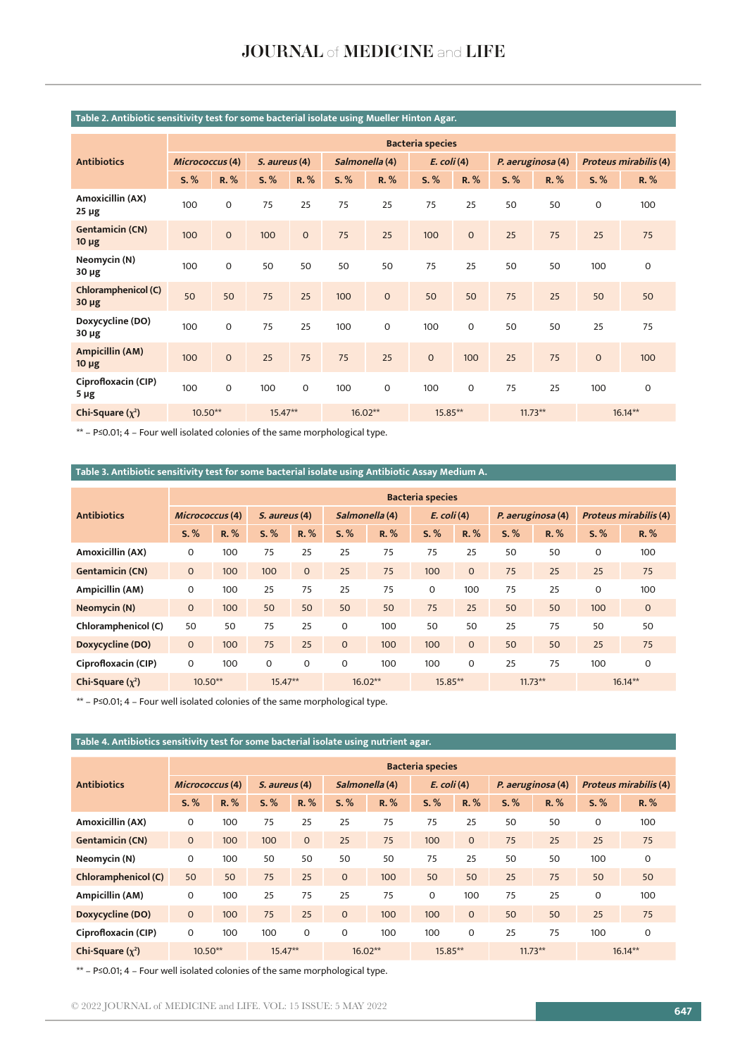**Table 2. Antibiotic sensitivity test for some bacterial isolate using Mueller Hinton Agar.**

| Antibiotics | Bacteria species | | | | | | | | | | | |
|---|---|---|---|---|---|---|---|---|---|---|---|---|
| | *Micrococcus* (4) | | *S. aureus* (4) | | *Salmonella* (4) | | *E. coli* (4) | | *P. aeruginosa* (4) | | *Proteus mirabilis* (4) | |
| | S. % | R. % | S. % | R. % | S. % | R. % | S. % | R. % | S. % | R. % | S. % | R. % |
| Amoxicillin (AX) 25 µg | 100 | 0 | 75 | 25 | 75 | 25 | 75 | 25 | 50 | 50 | 0 | 100 |
| Gentamicin (CN) 10 µg | 100 | 0 | 100 | 0 | 75 | 25 | 100 | 0 | 25 | 75 | 25 | 75 |
| Neomycin (N) 30 µg | 100 | 0 | 50 | 50 | 50 | 50 | 75 | 25 | 50 | 50 | 100 | 0 |
| Chloramphenicol (C) 30 µg | 50 | 50 | 75 | 25 | 100 | 0 | 50 | 50 | 75 | 25 | 50 | 50 |
| Doxycycline (DO) 30 µg | 100 | 0 | 75 | 25 | 100 | 0 | 100 | 0 | 50 | 50 | 25 | 75 |
| Ampicillin (AM) 10 µg | 100 | 0 | 25 | 75 | 75 | 25 | 0 | 100 | 25 | 75 | 0 | 100 |
| Ciprofloxacin (CIP) 5 µg | 100 | 0 | 100 | 0 | 100 | 0 | 100 | 0 | 75 | 25 | 100 | 0 |
| Chi-Square ($\chi^2$) | 10.50** | | 15.47** | | 16.02** | | 15.85** | | 11.73** | | 16.14** | |

** – P≤0.01; 4 – Four well isolated colonies of the same morphological type.

**Table 3. Antibiotic sensitivity test for some bacterial isolate using Antibiotic Assay Medium A.**

| Antibiotics | Bacteria species | | | | | | | | | | | |
|---|---|---|---|---|---|---|---|---|---|---|---|---|
| | *Micrococcus* (4) | | *S. aureus* (4) | | *Salmonella* (4) | | *E. coli* (4) | | *P. aeruginosa* (4) | | *Proteus mirabilis* (4) | |
| | S. % | R. % | S. % | R. % | S. % | R. % | S. % | R. % | S. % | R. % | S. % | R. % |
| Amoxicillin (AX) | 0 | 100 | 75 | 25 | 25 | 75 | 75 | 25 | 50 | 50 | 0 | 100 |
| Gentamicin (CN) | 0 | 100 | 100 | 0 | 25 | 75 | 100 | 0 | 75 | 25 | 25 | 75 |
| Ampicillin (AM) | 0 | 100 | 25 | 75 | 25 | 75 | 0 | 100 | 75 | 25 | 0 | 100 |
| Neomycin (N) | 0 | 100 | 50 | 50 | 50 | 50 | 75 | 25 | 50 | 50 | 100 | 0 |
| Chloramphenicol (C) | 50 | 50 | 75 | 25 | 0 | 100 | 50 | 50 | 25 | 75 | 50 | 50 |
| Doxycycline (DO) | 0 | 100 | 75 | 25 | 0 | 100 | 100 | 0 | 50 | 50 | 25 | 75 |
| Ciprofloxacin (CIP) | 0 | 100 | 0 | 0 | 0 | 100 | 100 | 0 | 25 | 75 | 100 | 0 |
| Chi-Square ($\chi^2$) | 10.50** | | 15.47** | | 16.02** | | 15.85** | | 11.73** | | 16.14** | |

** – P≤0.01; 4 – Four well isolated colonies of the same morphological type.

**Table 4. Antibiotics sensitivity test for some bacterial isolate using nutrient agar.**

| Antibiotics | Bacteria species | | | | | | | | | | | |
|---|---|---|---|---|---|---|---|---|---|---|---|---|
| | *Micrococcus* (4) | | *S. aureus* (4) | | *Salmonella* (4) | | *E. coli* (4) | | *P. aeruginosa* (4) | | *Proteus mirabilis* (4) | |
| | S. % | R. % | S. % | R. % | S. % | R. % | S. % | R. % | S. % | R. % | S. % | R. % |
| Amoxicillin (AX) | 0 | 100 | 75 | 25 | 25 | 75 | 75 | 25 | 50 | 50 | 0 | 100 |
| Gentamicin (CN) | 0 | 100 | 100 | 0 | 25 | 75 | 100 | 0 | 75 | 25 | 25 | 75 |
| Neomycin (N) | 0 | 100 | 50 | 50 | 50 | 50 | 75 | 25 | 50 | 50 | 100 | 0 |
| Chloramphenicol (C) | 50 | 50 | 75 | 25 | 0 | 100 | 50 | 50 | 25 | 75 | 50 | 50 |
| Ampicillin (AM) | 0 | 100 | 25 | 75 | 25 | 75 | 0 | 100 | 75 | 25 | 0 | 100 |
| Doxycycline (DO) | 0 | 100 | 75 | 25 | 0 | 100 | 100 | 0 | 50 | 50 | 25 | 75 |
| Ciprofloxacin (CIP) | 0 | 100 | 100 | 0 | 0 | 100 | 100 | 0 | 25 | 75 | 100 | 0 |
| Chi-Square ($\chi^2$) | 10.50** | | 15.47** | | 16.02** | | 15.85** | | 11.73** | | 16.14** | |

** – P≤0.01; 4 – Four well isolated colonies of the same morphological type.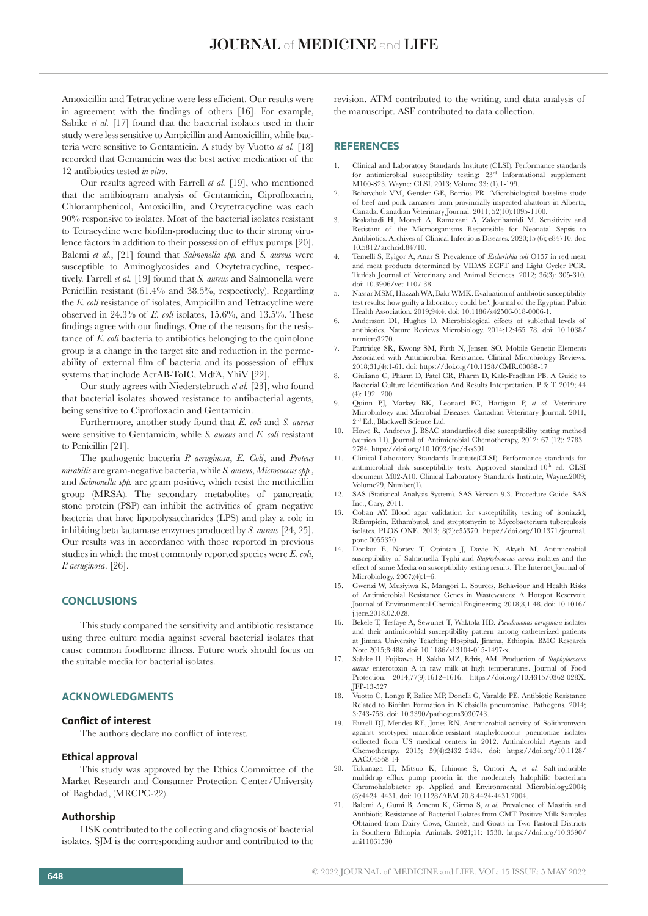Amoxicillin and Tetracycline were less efficient. Our results were in agreement with the findings of others [16]. For example, Sabike *et al.* [17] found that the bacterial isolates used in their study were less sensitive to Ampicillin and Amoxicillin, while bacteria were sensitive to Gentamicin. A study by Vuotto *et al.* [18] recorded that Gentamicin was the best active medication of the 12 antibiotics tested *in vitro*.

Our results agreed with Farrell *et al.* [19], who mentioned that the antibiogram analysis of Gentamicin, Ciprofloxacin, Chloramphenicol, Amoxicillin, and Oxytetracycline was each 90% responsive to isolates. Most of the bacterial isolates resistant to Tetracycline were biofilm-producing due to their strong virulence factors in addition to their possession of efflux pumps [20]. Balemi *et al.*, [21] found that *Salmonella spp.* and *S. aureus* were susceptible to Aminoglycosides and Oxytetracycline, respectively. Farrell *et al.* [19] found that *S. aureus* and Salmonella were Penicillin resistant (61.4% and 38.5%, respectively). Regarding the *E. coli* resistance of isolates, Ampicillin and Tetracycline were observed in 24.3% of *E. coli* isolates, 15.6%, and 13.5%. These findings agree with our findings. One of the reasons for the resistance of *E. coli* bacteria to antibiotics belonging to the quinolone group is a change in the target site and reduction in the permeability of external film of bacteria and its possession of efflux systems that include AcrAB-ToIC, MdfA, YhiV [22].

Our study agrees with Niederstebruch *et al.* [23], who found that bacterial isolates showed resistance to antibacterial agents, being sensitive to Ciprofloxacin and Gentamicin.

Furthermore, another study found that *E. coli* and *S. aureus* were sensitive to Gentamicin, while *S. aureus* and *E. coli* resistant to Penicillin [21].

The pathogenic bacteria *P. aeruginosa*, *E. Coli*, and *Proteus mirabilis* are gram-negative bacteria, while *S. aureus*, *Micrococcus spp.*, and *Salmonella spp.* are gram positive, which resist the methicillin group (MRSA). The secondary metabolites of pancreatic stone protein (PSP) can inhibit the activities of gram negative bacteria that have lipopolysaccharides (LPS) and play a role in inhibiting beta lactamase enzymes produced by *S. aureus* [24, 25]. Our results was in accordance with those reported in previous studies in which the most commonly reported species were *E. coli*, *P. aeruginosa*. [26].

## CONCLUSIONS

This study compared the sensitivity and antibiotic resistance using three culture media against several bacterial isolates that cause common foodborne illness. Future work should focus on the suitable media for bacterial isolates.

## ACKNOWLEDGMENTS

### Conflict of interest

The authors declare no conflict of interest.

### Ethical approval

This study was approved by the Ethics Committee of the Market Research and Consumer Protection Center/University of Baghdad, (MRCPC-22).

### Authorship

HSK contributed to the collecting and diagnosis of bacterial isolates. SJM is the corresponding author and contributed to the revision. ATM contributed to the writing, and data analysis of the manuscript. ASF contributed to data collection.

## REFERENCES

1. Clinical and Laboratory Standards Institute (CLSI). Performance standards for antimicrobial susceptibility testing; 23rd Informational supplement M100-S23. Wayne: CLSI. 2013; Volume 33: (1).1-199.
2. Bohaychuk VM, Gensler GE, Borrios PR. "Microbiological baseline study of beef and pork carcasses from provincially inspected abattoirs in Alberta, Canada. Canadian Veterinary Journal. 2011; 52(10):1095-1100.
3. Boskabadi H, Moradi A, Ramazani A, Zakerihamidi M. Sensitivity and Resistant of the Microorganisms Responsible for Neonatal Sepsis to Antibiotics. Archives of Clinical Infectious Diseases. 2020;15 (6); e84710. doi: 10.5812/archcid.84710.
4. Temelli S, Eyigor A, Anar S. Prevalence of *Escherichia coli* O157 in red meat and meat products determined by VIDAS ECPT and Light Cycler PCR. Turkish Journal of Veterinary and Animal Sciences. 2012; 36(3): 305-310. doi: 10.3906/vet-1107-38.
5. Nassar MSM, Hazzah WA, Bakr WMK. Evaluation of antibiotic susceptibility test results: how guilty a laboratory could be?. Journal of the Egyptian Public Health Association. 2019;94:4. doi: 10.1186/s42506-018-0006-1.
6. Andersson DI, Hughes D. Microbiological effects of sublethal levels of antibiotics. Nature Reviews Microbiology. 2014;12:465–78. doi: 10.1038/nrmicro3270.
7. Partridge SR, Kwong SM, Firth N, Jensen SO. Mobile Genetic Elements Associated with Antimicrobial Resistance. Clinical Microbiology Reviews. 2018;31,(4):1-61. doi: https://doi.org/10.1128/CMR.00088-17
8. Giuliano C, Pharm D, Patel CR, Pharm D, Kale-Pradhan PB. A Guide to Bacterial Culture Identification And Results Interpretation. P & T. 2019; 44 (4): 192– 200.
9. Quinn PJ, Markey BK, Leonard FC, Hartigan P, *et al.* Veterinary Microbiology and Microbial Diseases. Canadian Veterinary Journal. 2011, 2nd Ed., Blackwell Science Ltd.
10. Howe R, Andrews J. BSAC standardized disc susceptibility testing method (version 11). Journal of Antimicrobial Chemotherapy, 2012: 67 (12): 2783–2784. https://doi.org/10.1093/jac/dks391
11. Clinical Laboratory Standards Institute(CLSI). Performance standards for antimicrobial disk susceptibility tests; Approved standard-10th ed. CLSI document M02-A10. Clinical Laboratory Standards Institute, Wayne.2009; Volume29, Number(1).
12. SAS (Statistical Analysis System). SAS Version 9.3. Procedure Guide. SAS Inc., Cary, 2011.
13. Coban AY. Blood agar validation for susceptibility testing of isoniazid, Rifampicin, Ethambutol, and streptomycin to Mycobacterium tuberculosis isolates. PLOS ONE. 2013; 8(2):e55370. https://doi.org/10.1371/journal.pone.0055370
14. Donkor E, Nortey T, Opintan J, Dayie N, Akyeh M. Antimicrobial susceptibility of Salmonella Typhi and *Staphylococcus aureus* isolates and the effect of some Media on susceptibility testing results. The Internet Journal of Microbiology. 2007;(4):1–6.
15. Gwenzi W, Musiyiwa K, Mangori L. Sources, Behaviour and Health Risks of Antimicrobial Resistance Genes in Wastewaters: A Hotspot Reservoir. Journal of Environmental Chemical Engineering. 2018;8,1-48. doi: 10.1016/j.jece.2018.02.028.
16. Bekele T, Tesfaye A, Sewunet T, Waktola HD. *Pseudomonas aeruginosa* isolates and their antimicrobial susceptibility pattern among catheterized patients at Jimma University Teaching Hospital, Jimma, Ethiopia. BMC Research Note.2015;8:488. doi: 10.1186/s13104-015-1497-x.
17. Sabike II, Fujikawa H, Sakha MZ, Edris, AM. Production of *Staphylococcus aureus* enterotoxin A in raw milk at high temperatures. Journal of Food Protection. 2014;77(9):1612–1616. https://doi.org/10.4315/0362-028X.JFP-13-527
18. Vuotto C, Longo F, Balice MP, Donelli G, Varaldo PE. Antibiotic Resistance Related to Biofilm Formation in Klebsiella pneumoniae. Pathogens. 2014; 3:743-758. doi: 10.3390/pathogens3030743.
19. Farrell DJ, Mendes RE, Jones RN. Antimicrobial activity of Solithromycin against serotyped macrolide-resistant staphylococcus pnemoniae isolates collected from US medical centers in 2012. Antimicrobial Agents and Chemotherapy. 2015; 59(4):2432–2434. doi: https://doi.org/10.1128/AAC.04568-14
20. Tokunaga H, Mitsuo K, Ichinose S, Omori A, *et al.* Salt-inducible multidrug efflux pump protein in the moderately halophilic bacterium Chromohalobacter sp. Applied and Environmental Microbiology.2004; (8):4424–4431. doi: 10.1128/AEM.70.8.4424-4431.2004.
21. Balemi A, Gumi B, Amenu K, Girma S, *et al.* Prevalence of Mastitis and Antibiotic Resistance of Bacterial Isolates from CMT Positive Milk Samples Obtained from Dairy Cows, Camels, and Goats in Two Pastoral Districts in Southern Ethiopia. Animals. 2021;11: 1530. https://doi.org/10.3390/ani11061530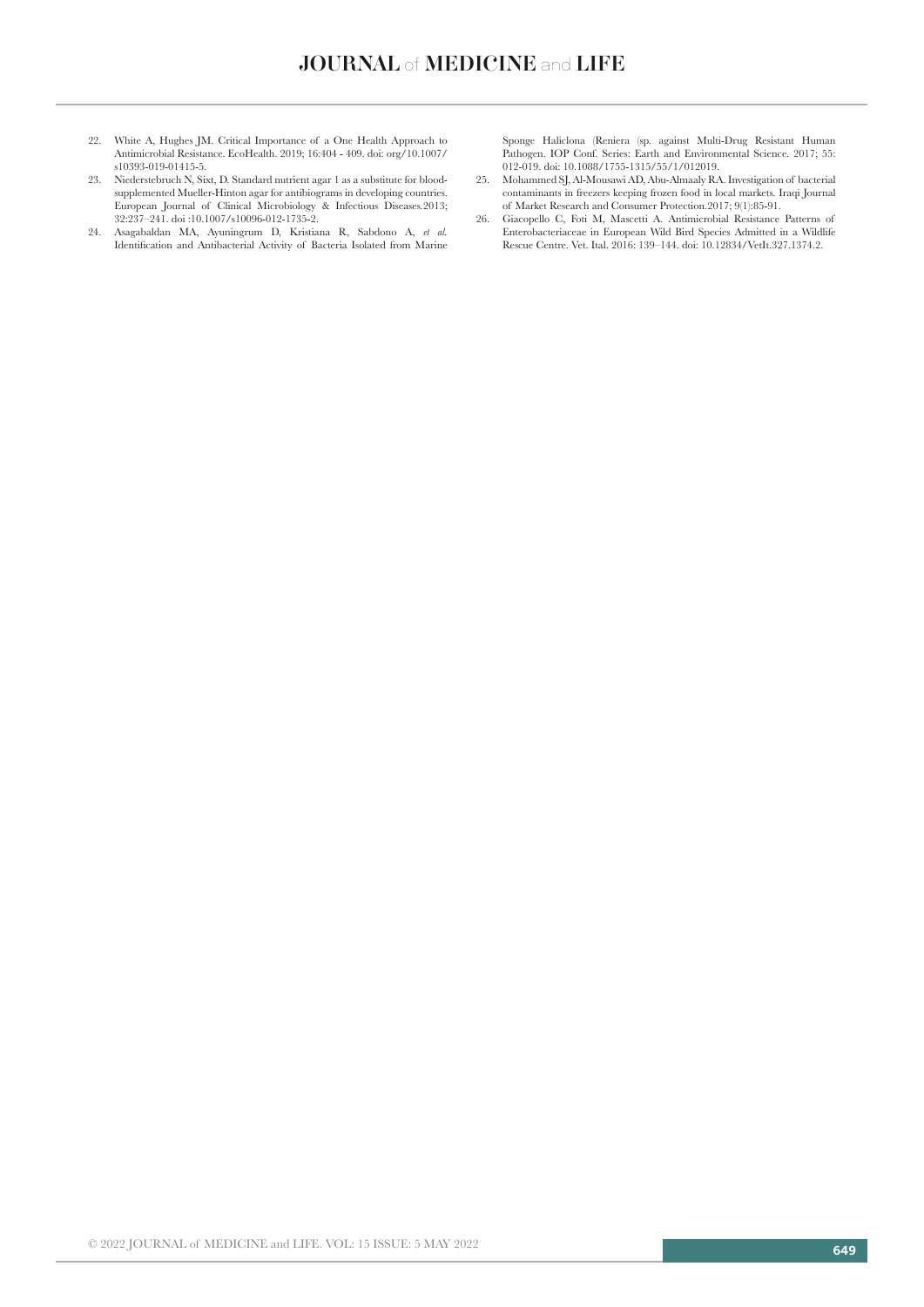22. White A, Hughes JM. Critical Importance of a One Health Approach to Antimicrobial Resistance. EcoHealth. 2019; 16:404 - 409. doi: org/10.1007/s10393-019-01415-5.
23. Niederstebruch N, Sixt, D. Standard nutrient agar 1 as a substitute for blood-supplemented Mueller-Hinton agar for antibiograms in developing countries. European Journal of Clinical Microbiology & Infectious Diseases.2013; 32:237–241. doi :10.1007/s10096-012-1735-2.
24. Asagabaldan MA, Ayuningrum D, Kristiana R, Sabdono A, *et al*. Identification and Antibacterial Activity of Bacteria Isolated from Marine Sponge Haliclona (Reniera (sp. against Multi-Drug Resistant Human Pathogen. IOP Conf. Series: Earth and Environmental Science. 2017; 55: 012-019. doi: 10.1088/1755-1315/55/1/012019.
25. Mohammed SJ, Al-Mousawi AD, Abu-Almaaly RA. Investigation of bacterial contaminants in freezers keeping frozen food in local markets. Iraqi Journal of Market Research and Consumer Protection.2017; 9(1):85-91.
26. Giacopello C, Foti M, Mascetti A. Antimicrobial Resistance Patterns of Enterobacteriaceae in European Wild Bird Species Admitted in a Wildlife Rescue Centre. Vet. Ital. 2016: 139–144. doi: 10.12834/VetIt.327.1374.2.